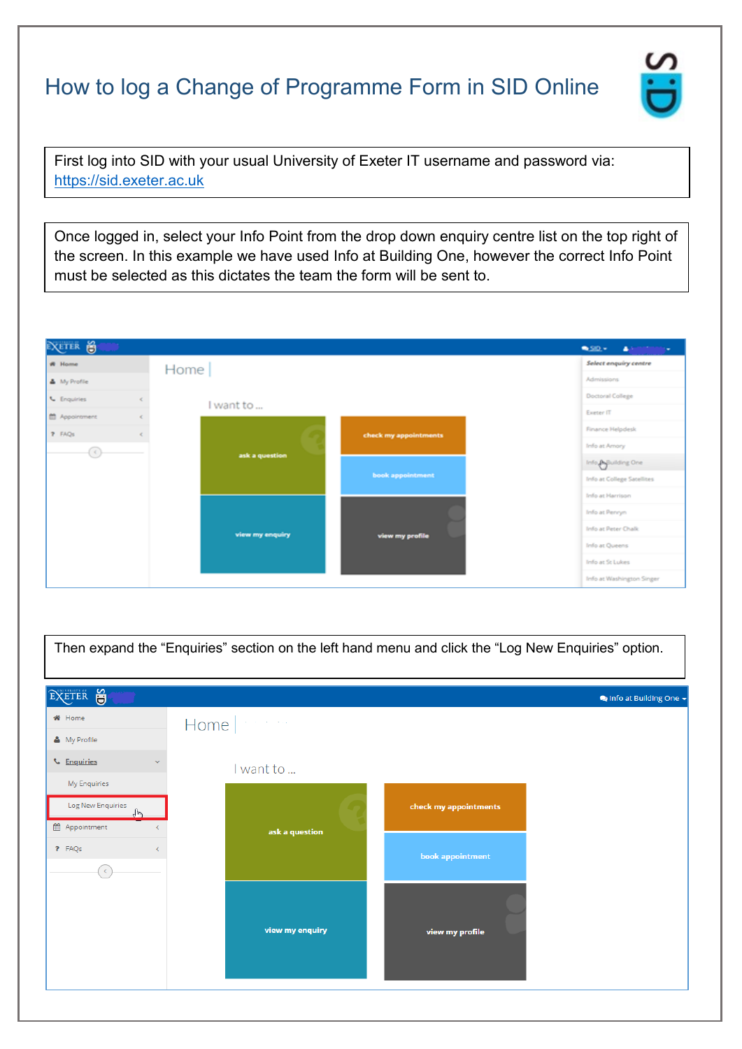# How to log a Change of Programme Form in SID Online

First log into SID with your usual University of Exeter IT username and password via: [https://sid.exeter.ac.uk](https://sid.exeter.ac.uk)

Once logged in, select your Info Point from the drop down enquiry centre list on the top right of the screen. In this example we have used Info at Building One, however the correct Info Point must be selected as this dictates the team the form will be sent to.

Then expand the "Enquiries" section on the left hand menu and click the "Log New Enquiries" option.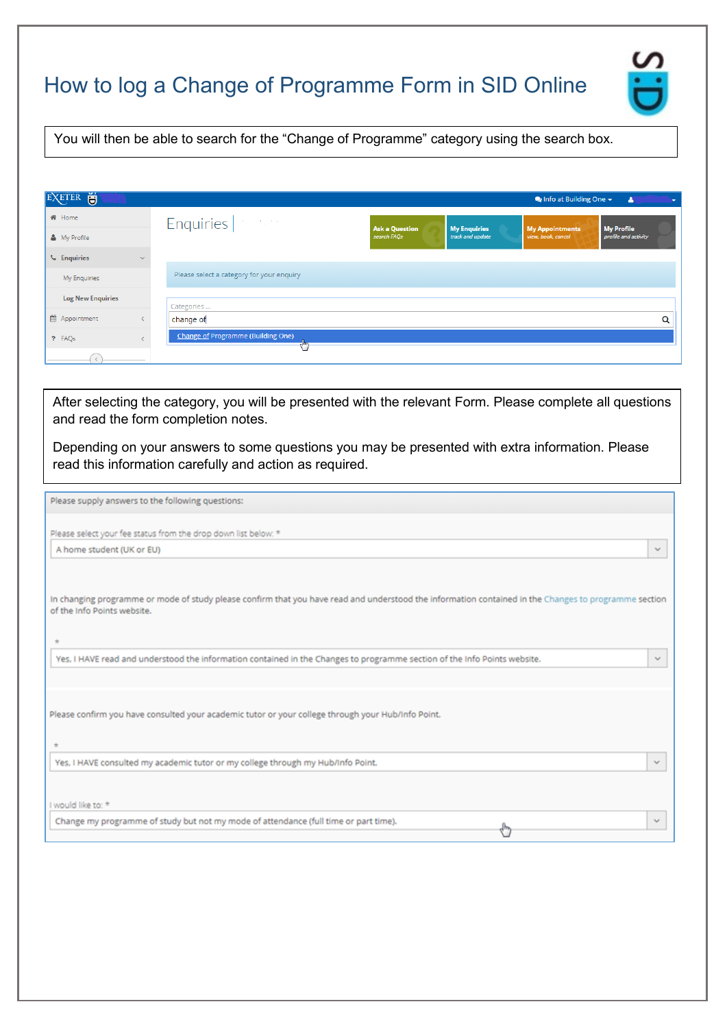# How to log a Change of Programme Form in SID Online

You will then be able to search for the "Change of Programme" category using the search box.

Enquiries

Please select a category for your enquiry

Categories ...

change of

Change of Programme (Building One)

After selecting the category, you will be presented with the relevant Form. Please complete all questions and read the form completion notes.

Depending on your answers to some questions you may be presented with extra information. Please read this information carefully and action as required.

Please supply answers to the following questions:

Please select your fee status from the drop down list below: *

A home student (UK or EU)

In changing programme or mode of study please confirm that you have read and understood the information contained in the Changes to programme section of the Info Points website.

*

Yes, I HAVE read and understood the information contained in the Changes to programme section of the Info Points website.

Please confirm you have consulted your academic tutor or your college through your Hub/Info Point.

*

Yes, I HAVE consulted my academic tutor or my college through my Hub/Info Point.

I would like to: *

Change my programme of study but not my mode of attendance (full time or part time).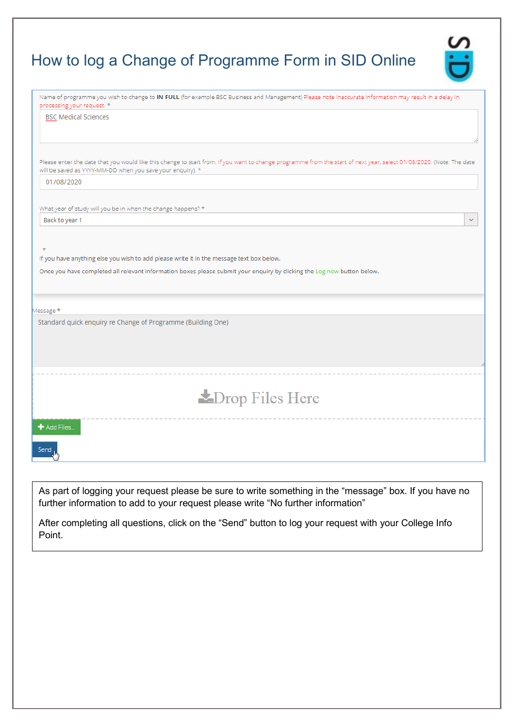# How to log a Change of Programme Form in SID Online

Name of programme you wish to change to **IN FULL** (for example BSC Business and Management) Please note inaccurate information may result in a delay in processing your request. *

BSC Medical Sciences

Please enter the date that you would like this change to start from. If you want to change programme from the start of next year, select 01/08/2020. (Note: The date will be saved as YYYY-MM-DD when you save your enquiry). *

01/08/2020

What year of study will you be in when the change happens? *

Back to year 1

*

If you have anything else you wish to add please write it in the message text box below.

Once you have completed all relevant information boxes please submit your enquiry by clicking the Log now button below.

Message *

Standard quick enquiry re Change of Programme (Building One)

Drop Files Here

Add Files...

Send

As part of logging your request please be sure to write something in the "message" box. If you have no further information to add to your request please write "No further information"

After completing all questions, click on the "Send" button to log your request with your College Info Point.